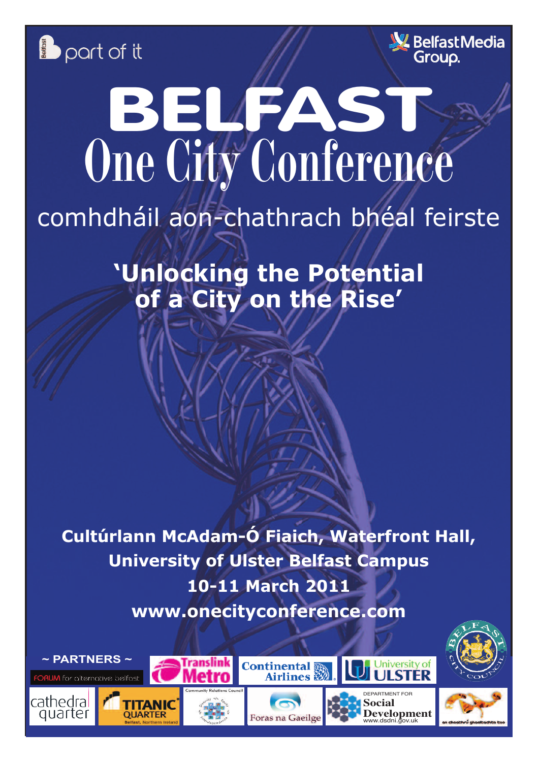part of it

Belfast Media Group.

# BELFAST
# One City Conference

## comhdháil aon-chathrach bhéal feirste

### 'Unlocking the Potential of a City on the Rise'

**Cultúrlann McAdam-Ó Fiaich, Waterfront Hall,**
**University of Ulster Belfast Campus**
**10-11 March 2011**
**www.onecityconference.com**

**~ PARTNERS ~**

FORUM for alternative belfast

Translink Metro

Continental Airlines

University of Ulster

Belfast City Council

cathedral quarter

TITANIC QUARTER Belfast, Northern Ireland

Community Relations Council

Foras na Gaeilge

DEPARTMENT FOR Social Development www.dsdni.gov.uk

an cheathrú ghaeltachta teo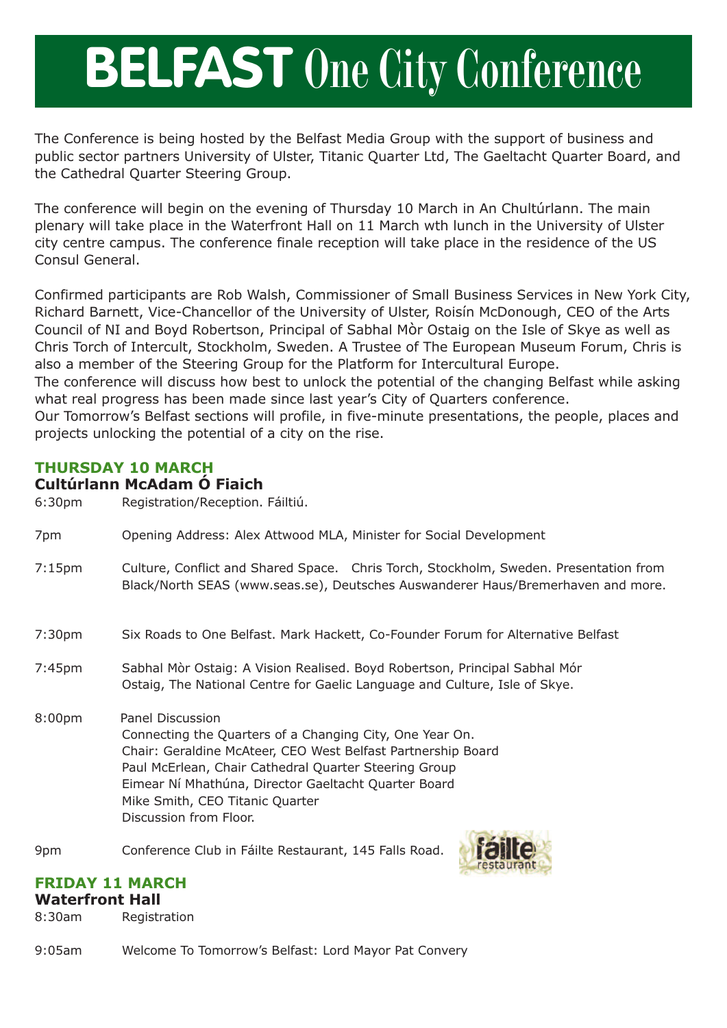# **BELFAST** One City Conference

The Conference is being hosted by the Belfast Media Group with the support of business and public sector partners University of Ulster, Titanic Quarter Ltd, The Gaeltacht Quarter Board, and the Cathedral Quarter Steering Group.

The conference will begin on the evening of Thursday 10 March in An Chultúrlann. The main plenary will take place in the Waterfront Hall on 11 March wth lunch in the University of Ulster city centre campus. The conference finale reception will take place in the residence of the US Consul General.

Confirmed participants are Rob Walsh, Commissioner of Small Business Services in New York City, Richard Barnett, Vice-Chancellor of the University of Ulster, Roisín McDonough, CEO of the Arts Council of NI and Boyd Robertson, Principal of Sabhal Mòr Ostaig on the Isle of Skye as well as Chris Torch of Intercult, Stockholm, Sweden. A Trustee of The European Museum Forum, Chris is also a member of the Steering Group for the Platform for Intercultural Europe.
The conference will discuss how best to unlock the potential of the changing Belfast while asking what real progress has been made since last year's City of Quarters conference.
Our Tomorrow's Belfast sections will profile, in five-minute presentations, the people, places and projects unlocking the potential of a city on the rise.

## THURSDAY 10 MARCH

### Cultúrlann McAdam Ó Fiaich

6:30pm Registration/Reception. Fáiltiú.

7pm Opening Address: Alex Attwood MLA, Minister for Social Development

7:15pm Culture, Conflict and Shared Space. Chris Torch, Stockholm, Sweden. Presentation from Black/North SEAS (www.seas.se), Deutsches Auswanderer Haus/Bremerhaven and more.

7:30pm Six Roads to One Belfast. Mark Hackett, Co-Founder Forum for Alternative Belfast

7:45pm Sabhal Mòr Ostaig: A Vision Realised. Boyd Robertson, Principal Sabhal Mór Ostaig, The National Centre for Gaelic Language and Culture, Isle of Skye.

8:00pm Panel Discussion
Connecting the Quarters of a Changing City, One Year On.
Chair: Geraldine McAteer, CEO West Belfast Partnership Board
Paul McErlean, Chair Cathedral Quarter Steering Group
Eimear Ní Mhathúna, Director Gaeltacht Quarter Board
Mike Smith, CEO Titanic Quarter
Discussion from Floor.

9pm Conference Club in Fáilte Restaurant, 145 Falls Road.

## FRIDAY 11 MARCH

### Waterfront Hall

8:30am Registration

9:05am Welcome To Tomorrow's Belfast: Lord Mayor Pat Convery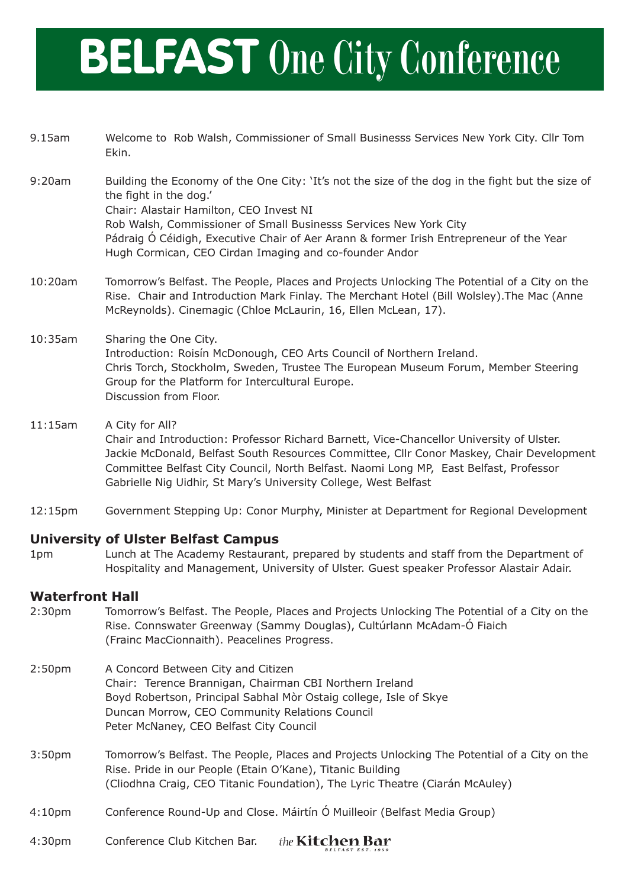# BELFAST One City Conference

9.15am — Welcome to Rob Walsh, Commissioner of Small Businesss Services New York City. Cllr Tom Ekin.

9:20am — Building the Economy of the One City: 'It's not the size of the dog in the fight but the size of the fight in the dog.'
Chair: Alastair Hamilton, CEO Invest NI
Rob Walsh, Commissioner of Small Businesss Services New York City
Pádraig Ó Céidigh, Executive Chair of Aer Arann & former Irish Entrepreneur of the Year
Hugh Cormican, CEO Cirdan Imaging and co-founder Andor

10:20am — Tomorrow's Belfast. The People, Places and Projects Unlocking The Potential of a City on the Rise. Chair and Introduction Mark Finlay. The Merchant Hotel (Bill Wolsley).The Mac (Anne McReynolds). Cinemagic (Chloe McLaurin, 16, Ellen McLean, 17).

10:35am — Sharing the One City.
Introduction: Roisín McDonough, CEO Arts Council of Northern Ireland.
Chris Torch, Stockholm, Sweden, Trustee The European Museum Forum, Member Steering Group for the Platform for Intercultural Europe.
Discussion from Floor.

11:15am — A City for All?
Chair and Introduction: Professor Richard Barnett, Vice-Chancellor University of Ulster.
Jackie McDonald, Belfast South Resources Committee, Cllr Conor Maskey, Chair Development Committee Belfast City Council, North Belfast. Naomi Long MP, East Belfast, Professor Gabrielle Nig Uidhir, St Mary's University College, West Belfast

12:15pm — Government Stepping Up: Conor Murphy, Minister at Department for Regional Development

### University of Ulster Belfast Campus

1pm — Lunch at The Academy Restaurant, prepared by students and staff from the Department of Hospitality and Management, University of Ulster. Guest speaker Professor Alastair Adair.

### Waterfront Hall

2:30pm — Tomorrow's Belfast. The People, Places and Projects Unlocking The Potential of a City on the Rise. Connswater Greenway (Sammy Douglas), Cultúrlann McAdam-Ó Fiaich (Frainc MacCionnaith). Peacelines Progress.

2:50pm — A Concord Between City and Citizen
Chair: Terence Brannigan, Chairman CBI Northern Ireland
Boyd Robertson, Principal Sabhal Mòr Ostaig college, Isle of Skye
Duncan Morrow, CEO Community Relations Council
Peter McNaney, CEO Belfast City Council

3:50pm — Tomorrow's Belfast. The People, Places and Projects Unlocking The Potential of a City on the Rise. Pride in our People (Etain O'Kane), Titanic Building (Cliodhna Craig, CEO Titanic Foundation), The Lyric Theatre (Ciarán McAuley)

4:10pm — Conference Round-Up and Close. Máirtín Ó Muilleoir (Belfast Media Group)

4:30pm — Conference Club Kitchen Bar. *the* **Kitchen Bar** BELFAST EST. 1859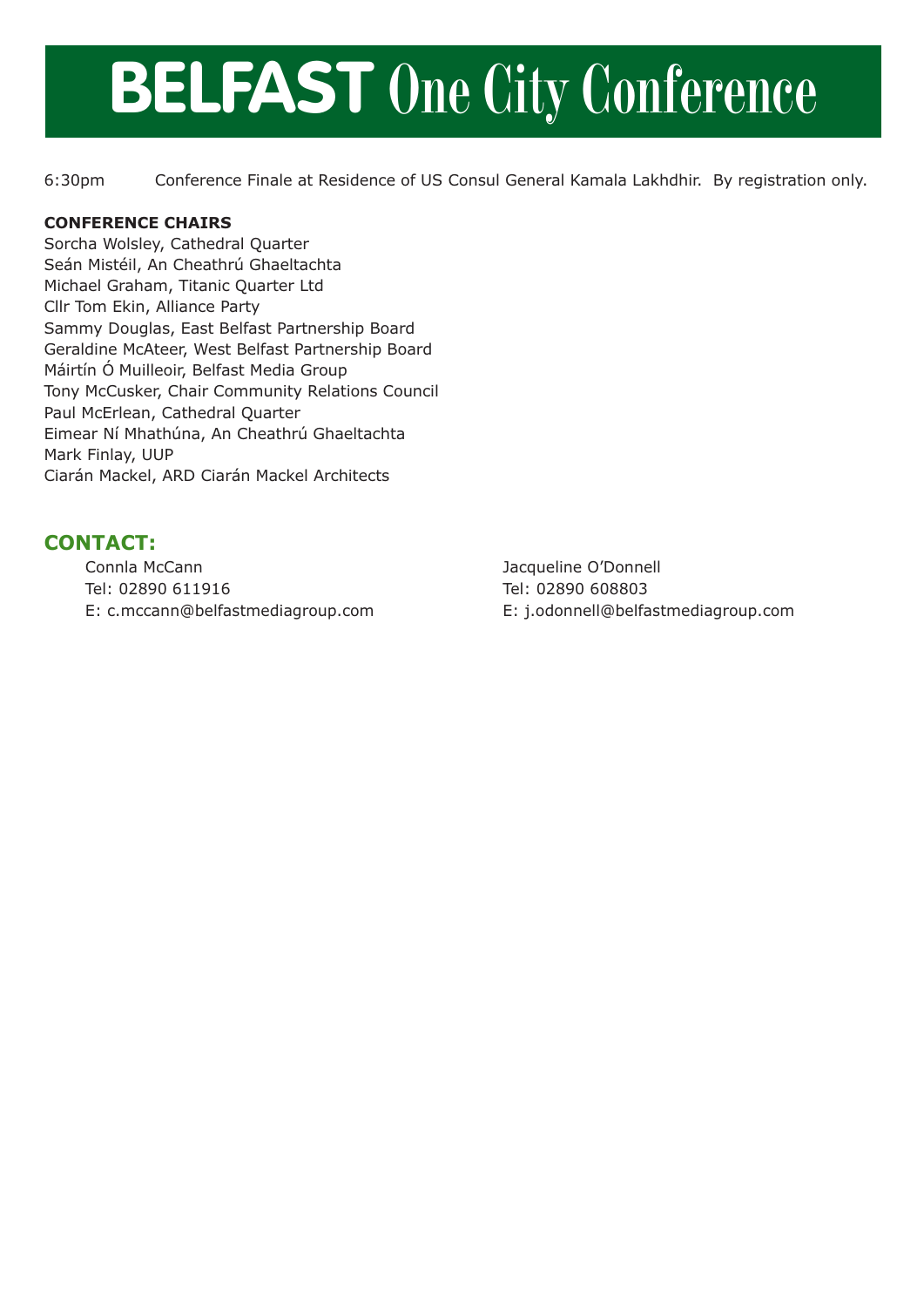# BELFAST One City Conference

6:30pm Conference Finale at Residence of US Consul General Kamala Lakhdhir. By registration only.

**CONFERENCE CHAIRS**

Sorcha Wolsley, Cathedral Quarter
Seán Mistéil, An Cheathrú Ghaeltachta
Michael Graham, Titanic Quarter Ltd
Cllr Tom Ekin, Alliance Party
Sammy Douglas, East Belfast Partnership Board
Geraldine McAteer, West Belfast Partnership Board
Máirtín Ó Muilleoir, Belfast Media Group
Tony McCusker, Chair Community Relations Council
Paul McErlean, Cathedral Quarter
Eimear Ní Mhathúna, An Cheathrú Ghaeltachta
Mark Finlay, UUP
Ciarán Mackel, ARD Ciarán Mackel Architects

## CONTACT:

Connla McCann
Tel: 02890 611916
E: c.mccann@belfastmediagroup.com

Jacqueline O'Donnell
Tel: 02890 608803
E: j.odonnell@belfastmediagroup.com